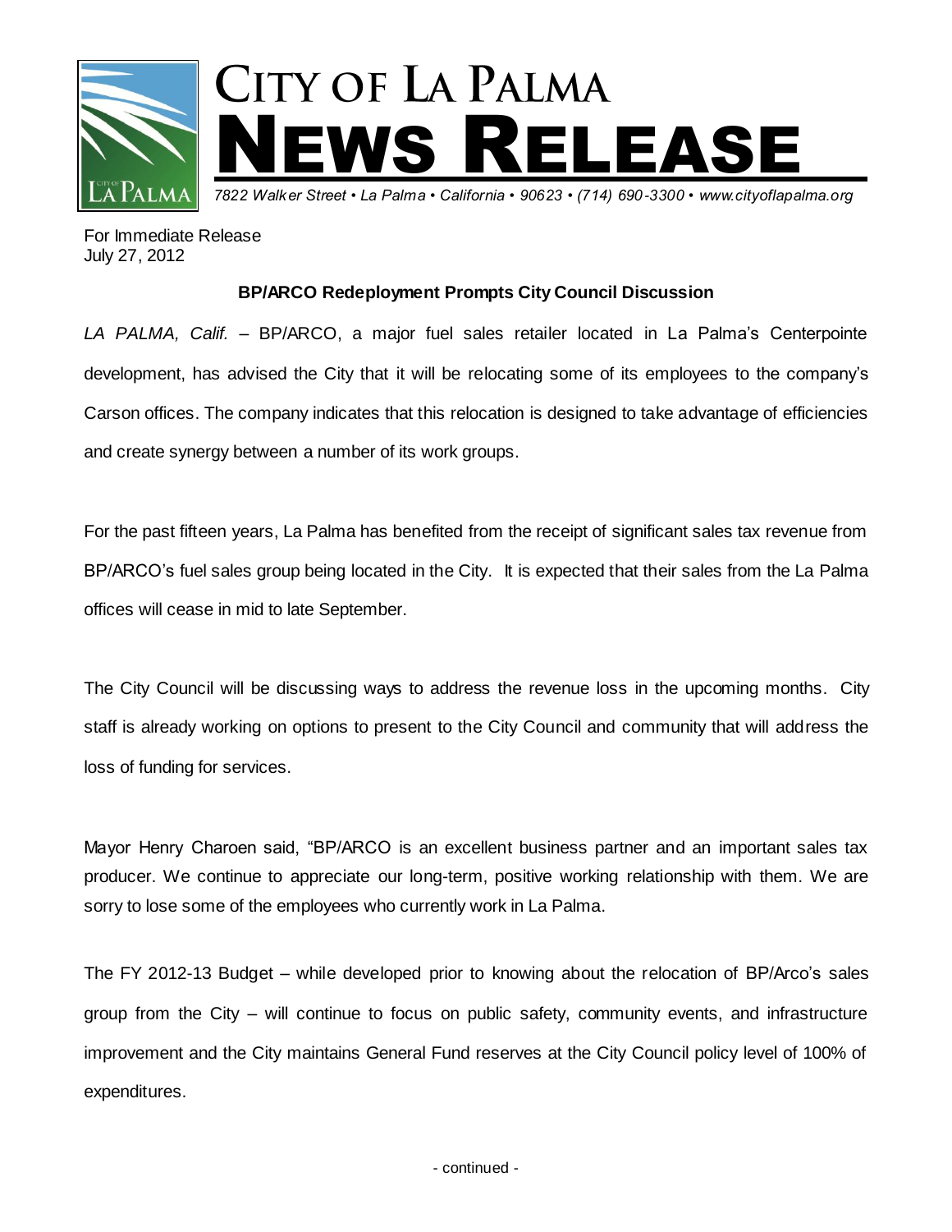# CITY OF LA PALMA NEWS RELEASE

*7822 Walker Street • La Palma • California • 90623 • (714) 690-3300 • www.cityoflapalma.org*

For Immediate Release
July 27, 2012

**BP/ARCO Redeployment Prompts City Council Discussion**

*LA PALMA, Calif.* – BP/ARCO, a major fuel sales retailer located in La Palma's Centerpointe development, has advised the City that it will be relocating some of its employees to the company's Carson offices. The company indicates that this relocation is designed to take advantage of efficiencies and create synergy between a number of its work groups.

For the past fifteen years, La Palma has benefited from the receipt of significant sales tax revenue from BP/ARCO's fuel sales group being located in the City. It is expected that their sales from the La Palma offices will cease in mid to late September.

The City Council will be discussing ways to address the revenue loss in the upcoming months. City staff is already working on options to present to the City Council and community that will address the loss of funding for services.

Mayor Henry Charoen said, "BP/ARCO is an excellent business partner and an important sales tax producer. We continue to appreciate our long-term, positive working relationship with them. We are sorry to lose some of the employees who currently work in La Palma.

The FY 2012-13 Budget – while developed prior to knowing about the relocation of BP/Arco's sales group from the City – will continue to focus on public safety, community events, and infrastructure improvement and the City maintains General Fund reserves at the City Council policy level of 100% of expenditures.

- continued -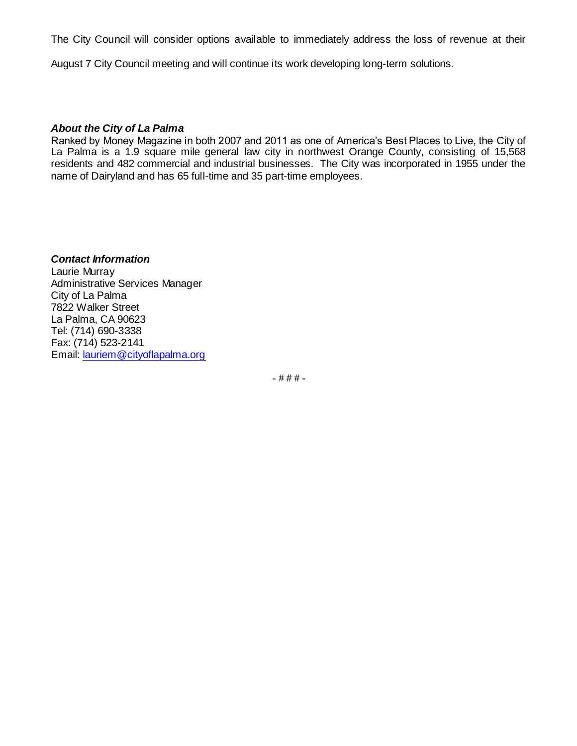The City Council will consider options available to immediately address the loss of revenue at their August 7 City Council meeting and will continue its work developing long-term solutions.

***About the City of La Palma***

Ranked by Money Magazine in both 2007 and 2011 as one of America's Best Places to Live, the City of La Palma is a 1.9 square mile general law city in northwest Orange County, consisting of 15,568 residents and 482 commercial and industrial businesses. The City was incorporated in 1955 under the name of Dairyland and has 65 full-time and 35 part-time employees.

***Contact Information***

Laurie Murray
Administrative Services Manager
City of La Palma
7822 Walker Street
La Palma, CA 90623
Tel: (714) 690-3338
Fax: (714) 523-2141
Email: lauriem@cityoflapalma.org

- # # # -